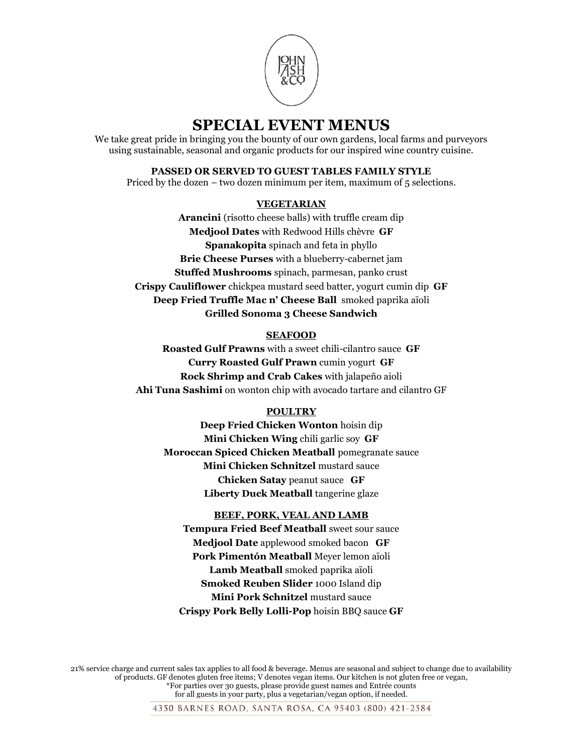# SPECIAL EVENT MENUS

We take great pride in bringing you the bounty of our own gardens, local farms and purveyors using sustainable, seasonal and organic products for our inspired wine country cuisine.

**PASSED OR SERVED TO GUEST TABLES FAMILY STYLE**

Priced by the dozen – two dozen minimum per item, maximum of 5 selections.

## VEGETARIAN

**Arancini** (risotto cheese balls) with truffle cream dip

**Medjool Dates** with Redwood Hills chèvre **GF**

**Spanakopita** spinach and feta in phyllo

**Brie Cheese Purses** with a blueberry-cabernet jam

**Stuffed Mushrooms** spinach, parmesan, panko crust

**Crispy Cauliflower** chickpea mustard seed batter, yogurt cumin dip **GF**

**Deep Fried Truffle Mac n' Cheese Ball** smoked paprika aïoli

**Grilled Sonoma 3 Cheese Sandwich**

## SEAFOOD

**Roasted Gulf Prawns** with a sweet chili-cilantro sauce **GF**

**Curry Roasted Gulf Prawn** cumin yogurt **GF**

**Rock Shrimp and Crab Cakes** with jalapeño aioli

**Ahi Tuna Sashimi** on wonton chip with avocado tartare and cilantro GF

## POULTRY

**Deep Fried Chicken Wonton** hoisin dip

**Mini Chicken Wing** chili garlic soy **GF**

**Moroccan Spiced Chicken Meatball** pomegranate sauce

**Mini Chicken Schnitzel** mustard sauce

**Chicken Satay** peanut sauce **GF**

**Liberty Duck Meatball** tangerine glaze

## BEEF, PORK, VEAL AND LAMB

**Tempura Fried Beef Meatball** sweet sour sauce

**Medjool Date** applewood smoked bacon **GF**

**Pork Pimentón Meatball** Meyer lemon aïoli

**Lamb Meatball** smoked paprika aïoli

**Smoked Reuben Slider** 1000 Island dip

**Mini Pork Schnitzel** mustard sauce

**Crispy Pork Belly Lolli-Pop** hoisin BBQ sauce **GF**

21% service charge and current sales tax applies to all food & beverage. Menus are seasonal and subject to change due to availability of products. GF denotes gluten free items; V denotes vegan items. Our kitchen is not gluten free or vegan, *For parties over 30 guests, please provide guest names and Entrée counts for all guests in your party, plus a vegetarian/vegan option, if needed.

4350 BARNES ROAD, SANTA ROSA, CA 95403 (800) 421-2584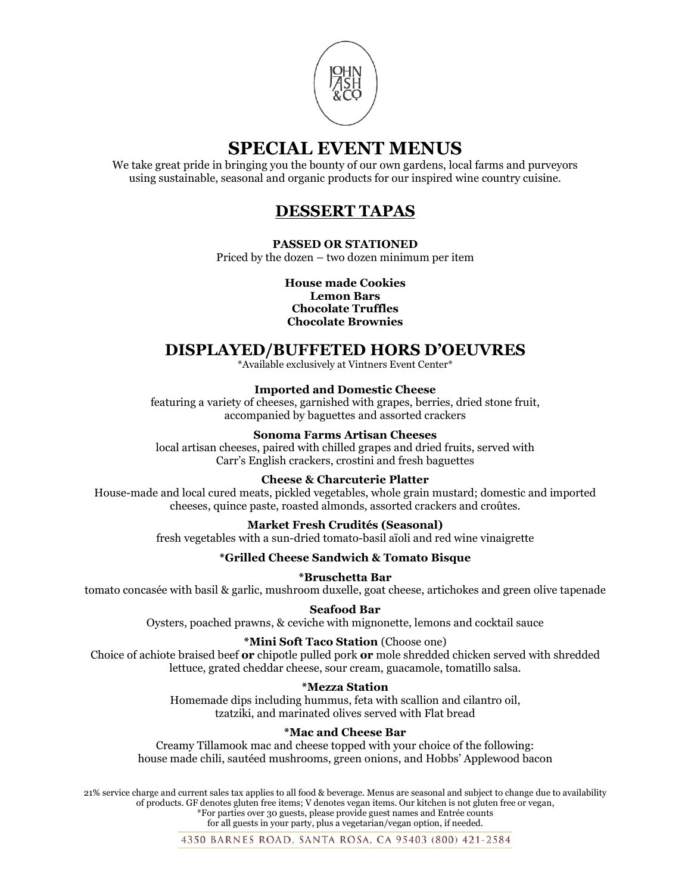# SPECIAL EVENT MENUS

We take great pride in bringing you the bounty of our own gardens, local farms and purveyors using sustainable, seasonal and organic products for our inspired wine country cuisine.

## DESSERT TAPAS

**PASSED OR STATIONED**

Priced by the dozen – two dozen minimum per item

**House made Cookies**
**Lemon Bars**
**Chocolate Truffles**
**Chocolate Brownies**

## DISPLAYED/BUFFETED HORS D'OEUVRES

*Available exclusively at Vintners Event Center*

**Imported and Domestic Cheese**
featuring a variety of cheeses, garnished with grapes, berries, dried stone fruit, accompanied by baguettes and assorted crackers

**Sonoma Farms Artisan Cheeses**
local artisan cheeses, paired with chilled grapes and dried fruits, served with Carr's English crackers, crostini and fresh baguettes

**Cheese & Charcuterie Platter**
House-made and local cured meats, pickled vegetables, whole grain mustard; domestic and imported cheeses, quince paste, roasted almonds, assorted crackers and croûtes.

**Market Fresh Crudités (Seasonal)**
fresh vegetables with a sun-dried tomato-basil aïoli and red wine vinaigrette

**\*Grilled Cheese Sandwich & Tomato Bisque**

**\*Bruschetta Bar**
tomato concasée with basil & garlic, mushroom duxelle, goat cheese, artichokes and green olive tapenade

**Seafood Bar**
Oysters, poached prawns, & ceviche with mignonette, lemons and cocktail sauce

**\*Mini Soft Taco Station** (Choose one)
Choice of achiote braised beef **or** chipotle pulled pork **or** mole shredded chicken served with shredded lettuce, grated cheddar cheese, sour cream, guacamole, tomatillo salsa.

**\*Mezza Station**
Homemade dips including hummus, feta with scallion and cilantro oil, tzatziki, and marinated olives served with Flat bread

**\*Mac and Cheese Bar**
Creamy Tillamook mac and cheese topped with your choice of the following: house made chili, sautéed mushrooms, green onions, and Hobbs' Applewood bacon

21% service charge and current sales tax applies to all food & beverage. Menus are seasonal and subject to change due to availability of products. GF denotes gluten free items; V denotes vegan items. Our kitchen is not gluten free or vegan,
*For parties over 30 guests, please provide guest names and Entrée counts for all guests in your party, plus a vegetarian/vegan option, if needed.

4350 BARNES ROAD, SANTA ROSA, CA 95403 (800) 421-2584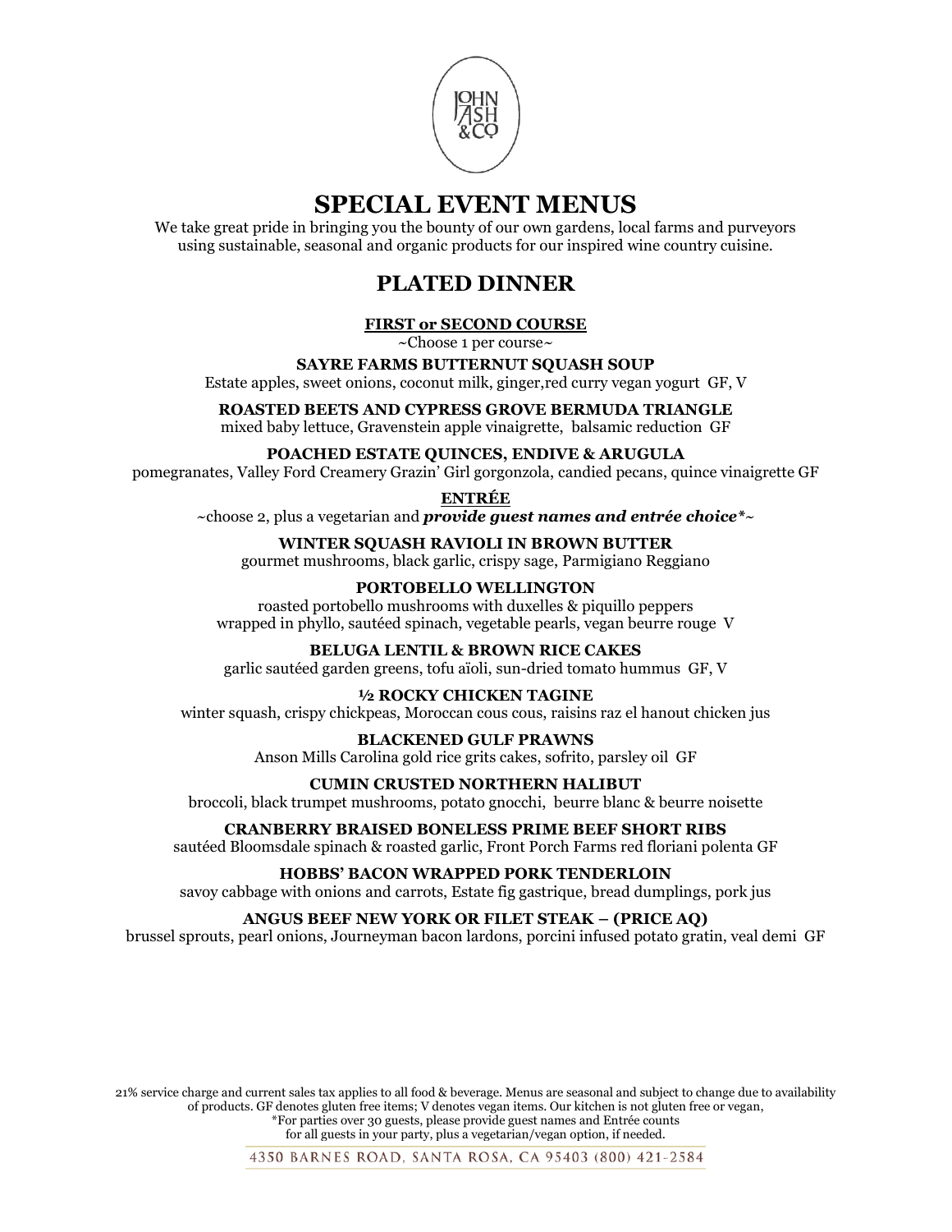# SPECIAL EVENT MENUS

We take great pride in bringing you the bounty of our own gardens, local farms and purveyors using sustainable, seasonal and organic products for our inspired wine country cuisine.

## PLATED DINNER

### FIRST or SECOND COURSE

~Choose 1 per course~

**SAYRE FARMS BUTTERNUT SQUASH SOUP**
Estate apples, sweet onions, coconut milk, ginger,red curry vegan yogurt GF, V

**ROASTED BEETS AND CYPRESS GROVE BERMUDA TRIANGLE**
mixed baby lettuce, Gravenstein apple vinaigrette, balsamic reduction GF

**POACHED ESTATE QUINCES, ENDIVE & ARUGULA**
pomegranates, Valley Ford Creamery Grazin' Girl gorgonzola, candied pecans, quince vinaigrette GF

### ENTRÉE

~choose 2, plus a vegetarian and ***provide guest names and entrée choice****~

**WINTER SQUASH RAVIOLI IN BROWN BUTTER**
gourmet mushrooms, black garlic, crispy sage, Parmigiano Reggiano

**PORTOBELLO WELLINGTON**
roasted portobello mushrooms with duxelles & piquillo peppers
wrapped in phyllo, sautéed spinach, vegetable pearls, vegan beurre rouge V

**BELUGA LENTIL & BROWN RICE CAKES**
garlic sautéed garden greens, tofu aïoli, sun-dried tomato hummus GF, V

**½ ROCKY CHICKEN TAGINE**
winter squash, crispy chickpeas, Moroccan cous cous, raisins raz el hanout chicken jus

**BLACKENED GULF PRAWNS**
Anson Mills Carolina gold rice grits cakes, sofrito, parsley oil GF

**CUMIN CRUSTED NORTHERN HALIBUT**
broccoli, black trumpet mushrooms, potato gnocchi, beurre blanc & beurre noisette

**CRANBERRY BRAISED BONELESS PRIME BEEF SHORT RIBS**
sautéed Bloomsdale spinach & roasted garlic, Front Porch Farms red floriani polenta GF

**HOBBS' BACON WRAPPED PORK TENDERLOIN**
savoy cabbage with onions and carrots, Estate fig gastrique, bread dumplings, pork jus

**ANGUS BEEF NEW YORK OR FILET STEAK – (PRICE AQ)**
brussel sprouts, pearl onions, Journeyman bacon lardons, porcini infused potato gratin, veal demi GF

21% service charge and current sales tax applies to all food & beverage. Menus are seasonal and subject to change due to availability of products. GF denotes gluten free items; V denotes vegan items. Our kitchen is not gluten free or vegan,
*For parties over 30 guests, please provide guest names and Entrée counts for all guests in your party, plus a vegetarian/vegan option, if needed.

4350 BARNES ROAD, SANTA ROSA, CA 95403 (800) 421-2584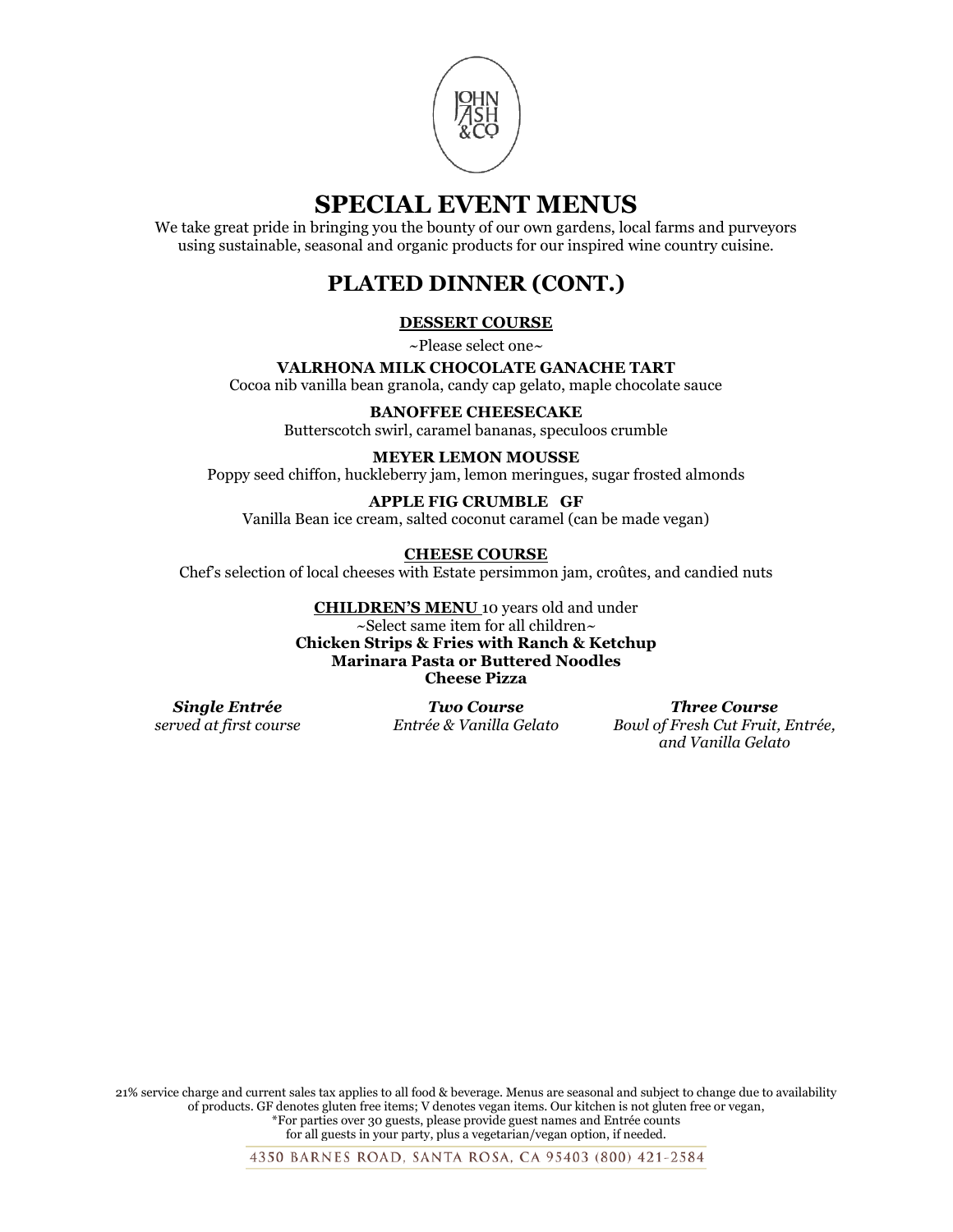# SPECIAL EVENT MENUS

We take great pride in bringing you the bounty of our own gardens, local farms and purveyors using sustainable, seasonal and organic products for our inspired wine country cuisine.

## PLATED DINNER (CONT.)

### DESSERT COURSE

~Please select one~

**VALRHONA MILK CHOCOLATE GANACHE TART**
Cocoa nib vanilla bean granola, candy cap gelato, maple chocolate sauce

**BANOFFEE CHEESECAKE**
Butterscotch swirl, caramel bananas, speculoos crumble

**MEYER LEMON MOUSSE**
Poppy seed chiffon, huckleberry jam, lemon meringues, sugar frosted almonds

**APPLE FIG CRUMBLE GF**
Vanilla Bean ice cream, salted coconut caramel (can be made vegan)

### CHEESE COURSE

Chef's selection of local cheeses with Estate persimmon jam, croûtes, and candied nuts

### CHILDREN'S MENU 10 years old and under

~Select same item for all children~

**Chicken Strips & Fries with Ranch & Ketchup**
**Marinara Pasta or Buttered Noodles**
**Cheese Pizza**

***Single Entrée***
*served at first course*

***Two Course***
*Entrée & Vanilla Gelato*

***Three Course***
*Bowl of Fresh Cut Fruit, Entrée, and Vanilla Gelato*

21% service charge and current sales tax applies to all food & beverage. Menus are seasonal and subject to change due to availability of products. GF denotes gluten free items; V denotes vegan items. Our kitchen is not gluten free or vegan,
*For parties over 30 guests, please provide guest names and Entrée counts for all guests in your party, plus a vegetarian/vegan option, if needed.

4350 BARNES ROAD, SANTA ROSA, CA 95403 (800) 421-2584